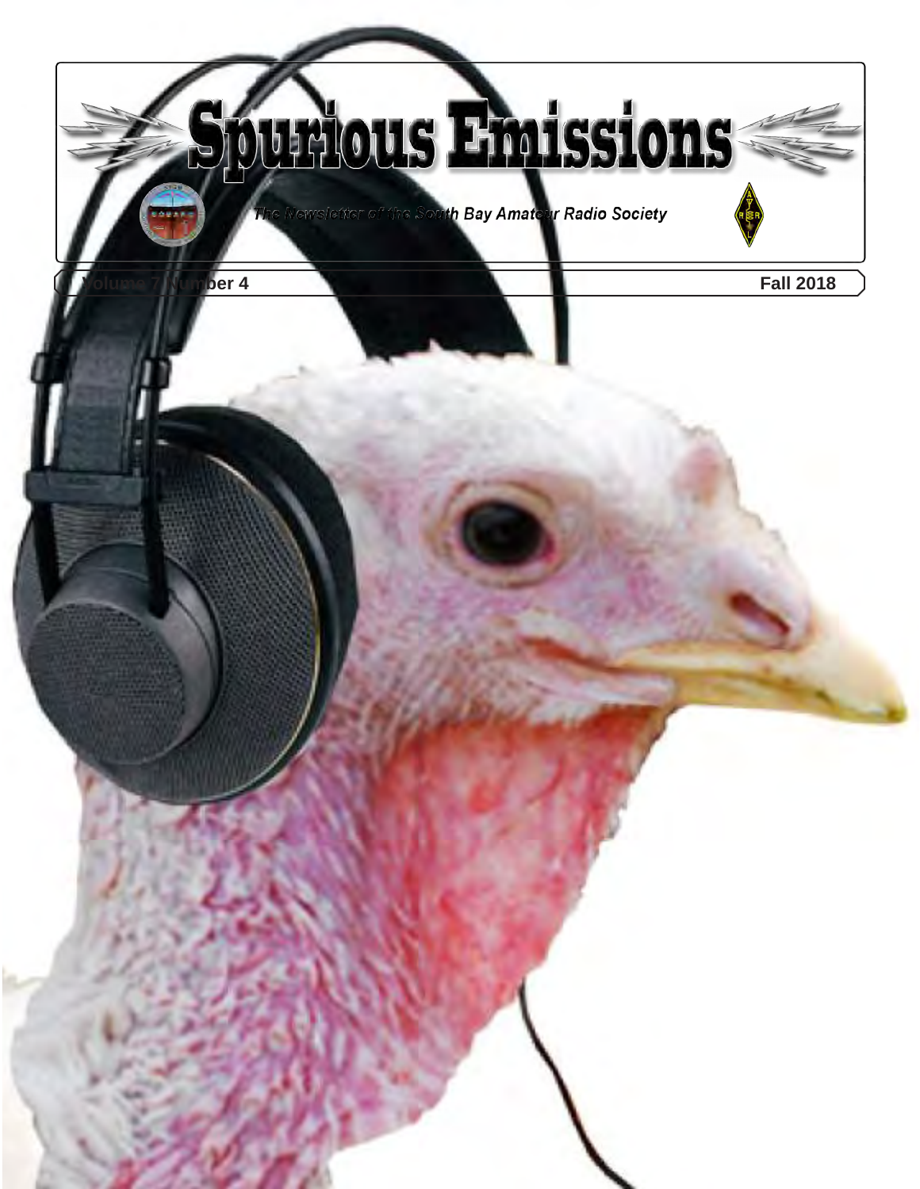# Spurious Emissions

*The Newsletter of the South Bay Amateur Radio Society*

**Volume 7 Number 4** **Fall 2018**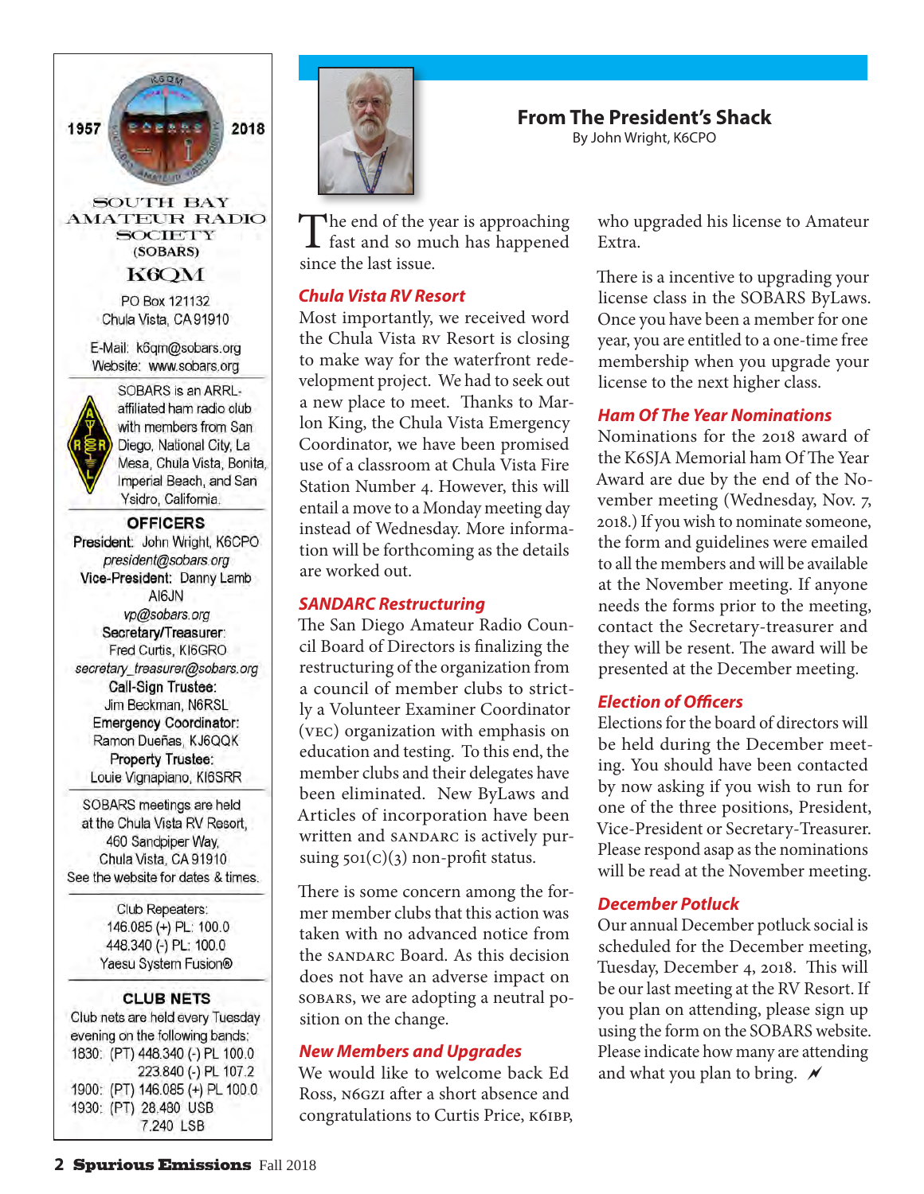1957 2018

SOUTH BAY AMATEUR RADIO SOCIETY (SOBARS)

K6QM

PO Box 121132
Chula Vista, CA 91910

E-Mail: k6qm@sobars.org
Website: www.sobars.org

SOBARS is an ARRL-affiliated ham radio club with members from San Diego, National City, La Mesa, Chula Vista, Bonita, Imperial Beach, and San Ysidro, California.

**OFFICERS**

**President:** John Wright, K6CPO
*president@sobars.org*
**Vice-President:** Danny Lamb AI6JN
*vp@sobars.org*
**Secretary/Treasurer:** Fred Curtis, KI6GRO
*secretary_treasurer@sobars.org*
**Call-Sign Trustee:** Jim Beckman, N6RSL
**Emergency Coordinator:** Ramon Dueñas, KJ6QQK
**Property Trustee:** Louie Vignapiano, KI6SRR

SOBARS meetings are held at the Chula Vista RV Resort, 460 Sandpiper Way, Chula Vista, CA 91910
See the website for dates & times.

Club Repeaters:
146.085 (+) PL: 100.0
448.340 (-) PL: 100.0
Yaesu System Fusion®

**CLUB NETS**

Club nets are held every Tuesday evening on the following bands:
1830: (PT) 448.340 (-) PL 100.0
223.840 (-) PL 107.2
1900: (PT) 146.085 (+) PL 100.0
1930: (PT) 28.480 USB
7.240 LSB

# From The President's Shack

By John Wright, K6CPO

The end of the year is approaching fast and so much has happened since the last issue.

## *Chula Vista RV Resort*

Most importantly, we received word the Chula Vista RV Resort is closing to make way for the waterfront redevelopment project. We had to seek out a new place to meet. Thanks to Marlon King, the Chula Vista Emergency Coordinator, we have been promised use of a classroom at Chula Vista Fire Station Number 4. However, this will entail a move to a Monday meeting day instead of Wednesday. More information will be forthcoming as the details are worked out.

## *SANDARC Restructuring*

The San Diego Amateur Radio Council Board of Directors is finalizing the restructuring of the organization from a council of member clubs to strictly a Volunteer Examiner Coordinator (VEC) organization with emphasis on education and testing. To this end, the member clubs and their delegates have been eliminated. New ByLaws and Articles of incorporation have been written and SANDARC is actively pursuing 501(c)(3) non-profit status.

There is some concern among the former member clubs that this action was taken with no advanced notice from the SANDARC Board. As this decision does not have an adverse impact on SOBARS, we are adopting a neutral position on the change.

## *New Members and Upgrades*

We would like to welcome back Ed Ross, N6GZI after a short absence and congratulations to Curtis Price, K6IBP, who upgraded his license to Amateur Extra.

There is a incentive to upgrading your license class in the SOBARS ByLaws. Once you have been a member for one year, you are entitled to a one-time free membership when you upgrade your license to the next higher class.

## *Ham Of The Year Nominations*

Nominations for the 2018 award of the K6SJA Memorial ham Of The Year Award are due by the end of the November meeting (Wednesday, Nov. 7, 2018.) If you wish to nominate someone, the form and guidelines were emailed to all the members and will be available at the November meeting. If anyone needs the forms prior to the meeting, contact the Secretary-treasurer and they will be resent. The award will be presented at the December meeting.

## *Election of Officers*

Elections for the board of directors will be held during the December meeting. You should have been contacted by now asking if you wish to run for one of the three positions, President, Vice-President or Secretary-Treasurer. Please respond asap as the nominations will be read at the November meeting.

## *December Potluck*

Our annual December potluck social is scheduled for the December meeting, Tuesday, December 4, 2018. This will be our last meeting at the RV Resort. If you plan on attending, please sign up using the form on the SOBARS website. Please indicate how many are attending and what you plan to bring.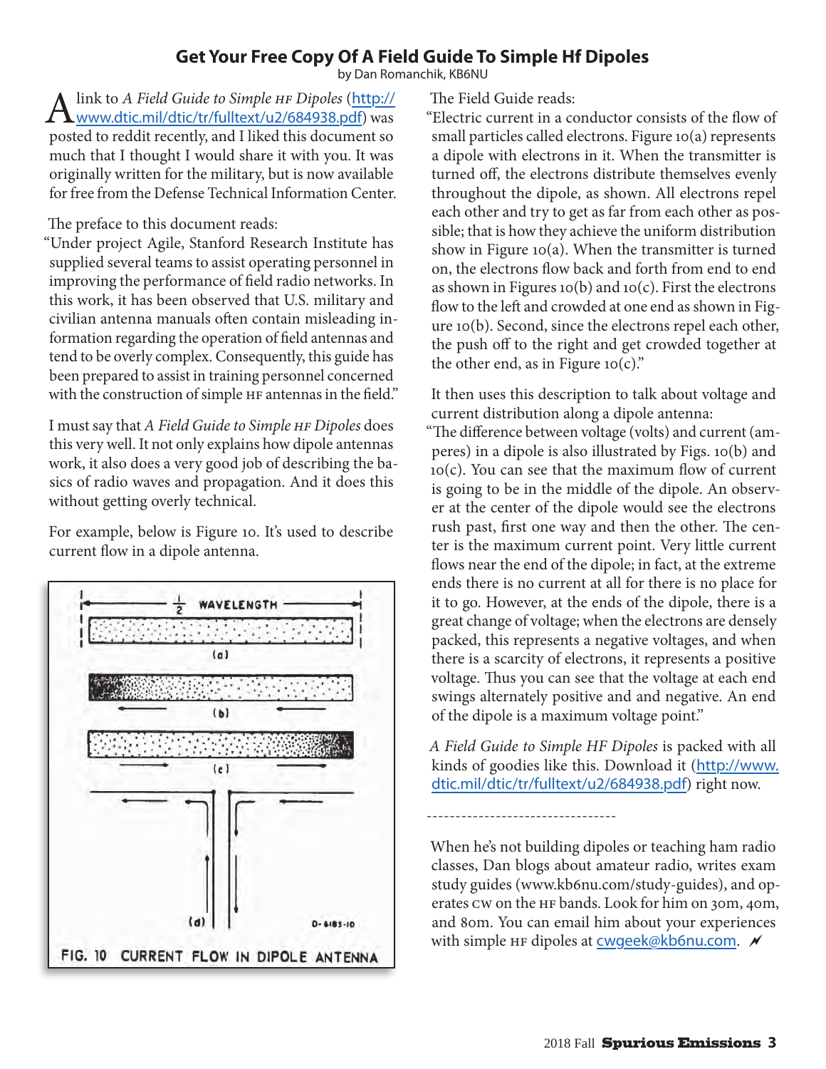# Get Your Free Copy Of A Field Guide To Simple Hf Dipoles

by Dan Romanchik, KB6NU

A link to *A Field Guide to Simple HF Dipoles* (http://www.dtic.mil/dtic/tr/fulltext/u2/684938.pdf) was posted to reddit recently, and I liked this document so much that I thought I would share it with you. It was originally written for the military, but is now available for free from the Defense Technical Information Center.

The preface to this document reads:

"Under project Agile, Stanford Research Institute has supplied several teams to assist operating personnel in improving the performance of field radio networks. In this work, it has been observed that U.S. military and civilian antenna manuals often contain misleading information regarding the operation of field antennas and tend to be overly complex. Consequently, this guide has been prepared to assist in training personnel concerned with the construction of simple HF antennas in the field."

I must say that *A Field Guide to Simple HF Dipoles* does this very well. It not only explains how dipole antennas work, it also does a very good job of describing the basics of radio waves and propagation. And it does this without getting overly technical.

For example, below is Figure 10. It's used to describe current flow in a dipole antenna.

FIG. 10 CURRENT FLOW IN DIPOLE ANTENNA

The Field Guide reads:

"Electric current in a conductor consists of the flow of small particles called electrons. Figure 10(a) represents a dipole with electrons in it. When the transmitter is turned off, the electrons distribute themselves evenly throughout the dipole, as shown. All electrons repel each other and try to get as far from each other as possible; that is how they achieve the uniform distribution show in Figure 10(a). When the transmitter is turned on, the electrons flow back and forth from end to end as shown in Figures 10(b) and 10(c). First the electrons flow to the left and crowded at one end as shown in Figure 10(b). Second, since the electrons repel each other, the push off to the right and get crowded together at the other end, as in Figure 10(c)."

It then uses this description to talk about voltage and current distribution along a dipole antenna:

"The difference between voltage (volts) and current (amperes) in a dipole is also illustrated by Figs. 10(b) and 10(c). You can see that the maximum flow of current is going to be in the middle of the dipole. An observer at the center of the dipole would see the electrons rush past, first one way and then the other. The center is the maximum current point. Very little current flows near the end of the dipole; in fact, at the extreme ends there is no current at all for there is no place for it to go. However, at the ends of the dipole, there is a great change of voltage; when the electrons are densely packed, this represents a negative voltages, and when there is a scarcity of electrons, it represents a positive voltage. Thus you can see that the voltage at each end swings alternately positive and and negative. An end of the dipole is a maximum voltage point."

*A Field Guide to Simple HF Dipoles* is packed with all kinds of goodies like this. Download it (http://www.dtic.mil/dtic/tr/fulltext/u2/684938.pdf) right now.

---

When he's not building dipoles or teaching ham radio classes, Dan blogs about amateur radio, writes exam study guides (www.kb6nu.com/study-guides), and operates CW on the HF bands. Look for him on 30m, 40m, and 80m. You can email him about your experiences with simple HF dipoles at cwgeek@kb6nu.com.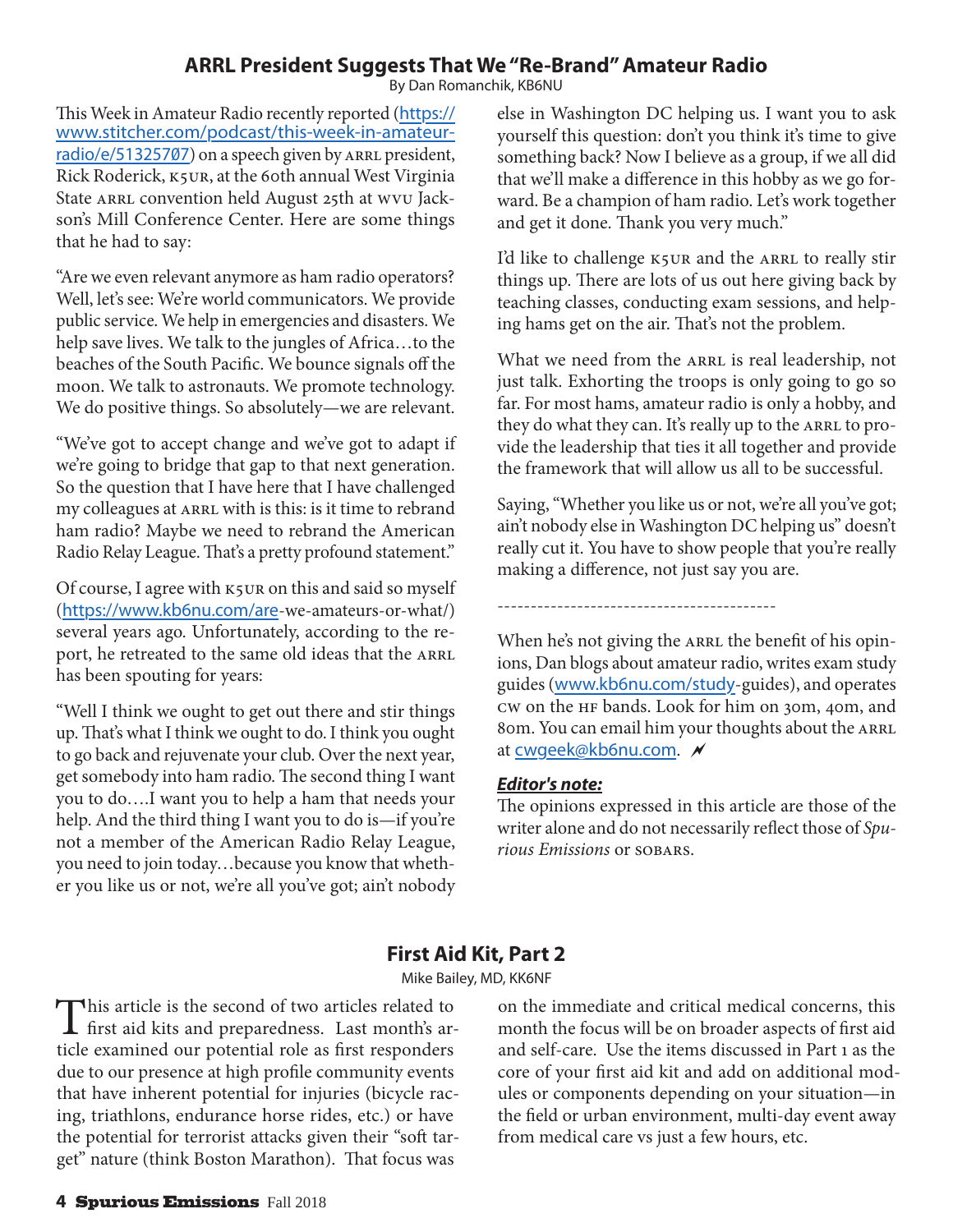## ARRL President Suggests That We "Re-Brand" Amateur Radio

By Dan Romanchik, KB6NU

This Week in Amateur Radio recently reported (https://www.stitcher.com/podcast/this-week-in-amateur-radio/e/51325707) on a speech given by ARRL president, Rick Roderick, K5UR, at the 60th annual West Virginia State ARRL convention held August 25th at WVU Jackson's Mill Conference Center. Here are some things that he had to say:

"Are we even relevant anymore as ham radio operators? Well, let's see: We're world communicators. We provide public service. We help in emergencies and disasters. We help save lives. We talk to the jungles of Africa…to the beaches of the South Pacific. We bounce signals off the moon. We talk to astronauts. We promote technology. We do positive things. So absolutely—we are relevant.

"We've got to accept change and we've got to adapt if we're going to bridge that gap to that next generation. So the question that I have here that I have challenged my colleagues at ARRL with is this: is it time to rebrand ham radio? Maybe we need to rebrand the American Radio Relay League. That's a pretty profound statement."

Of course, I agree with K5UR on this and said so myself (https://www.kb6nu.com/are-we-amateurs-or-what/) several years ago. Unfortunately, according to the report, he retreated to the same old ideas that the ARRL has been spouting for years:

"Well I think we ought to get out there and stir things up. That's what I think we ought to do. I think you ought to go back and rejuvenate your club. Over the next year, get somebody into ham radio. The second thing I want you to do….I want you to help a ham that needs your help. And the third thing I want you to do is—if you're not a member of the American Radio Relay League, you need to join today…because you know that whether you like us or not, we're all you've got; ain't nobody else in Washington DC helping us. I want you to ask yourself this question: don't you think it's time to give something back? Now I believe as a group, if we all did that we'll make a difference in this hobby as we go forward. Be a champion of ham radio. Let's work together and get it done. Thank you very much."

I'd like to challenge K5UR and the ARRL to really stir things up. There are lots of us out here giving back by teaching classes, conducting exam sessions, and helping hams get on the air. That's not the problem.

What we need from the ARRL is real leadership, not just talk. Exhorting the troops is only going to go so far. For most hams, amateur radio is only a hobby, and they do what they can. It's really up to the ARRL to provide the leadership that ties it all together and provide the framework that will allow us all to be successful.

Saying, "Whether you like us or not, we're all you've got; ain't nobody else in Washington DC helping us" doesn't really cut it. You have to show people that you're really making a difference, not just say you are.

------------------------------------------

When he's not giving the ARRL the benefit of his opinions, Dan blogs about amateur radio, writes exam study guides (www.kb6nu.com/study-guides), and operates CW on the HF bands. Look for him on 30m, 40m, and 80m. You can email him your thoughts about the ARRL at cwgeek@kb6nu.com.

***Editor's note:***

The opinions expressed in this article are those of the writer alone and do not necessarily reflect those of *Spurious Emissions* or SOBARS.

## First Aid Kit, Part 2

Mike Bailey, MD, KK6NF

This article is the second of two articles related to first aid kits and preparedness. Last month's article examined our potential role as first responders due to our presence at high profile community events that have inherent potential for injuries (bicycle racing, triathlons, endurance horse rides, etc.) or have the potential for terrorist attacks given their "soft target" nature (think Boston Marathon). That focus was on the immediate and critical medical concerns, this month the focus will be on broader aspects of first aid and self-care. Use the items discussed in Part 1 as the core of your first aid kit and add on additional modules or components depending on your situation—in the field or urban environment, multi-day event away from medical care vs just a few hours, etc.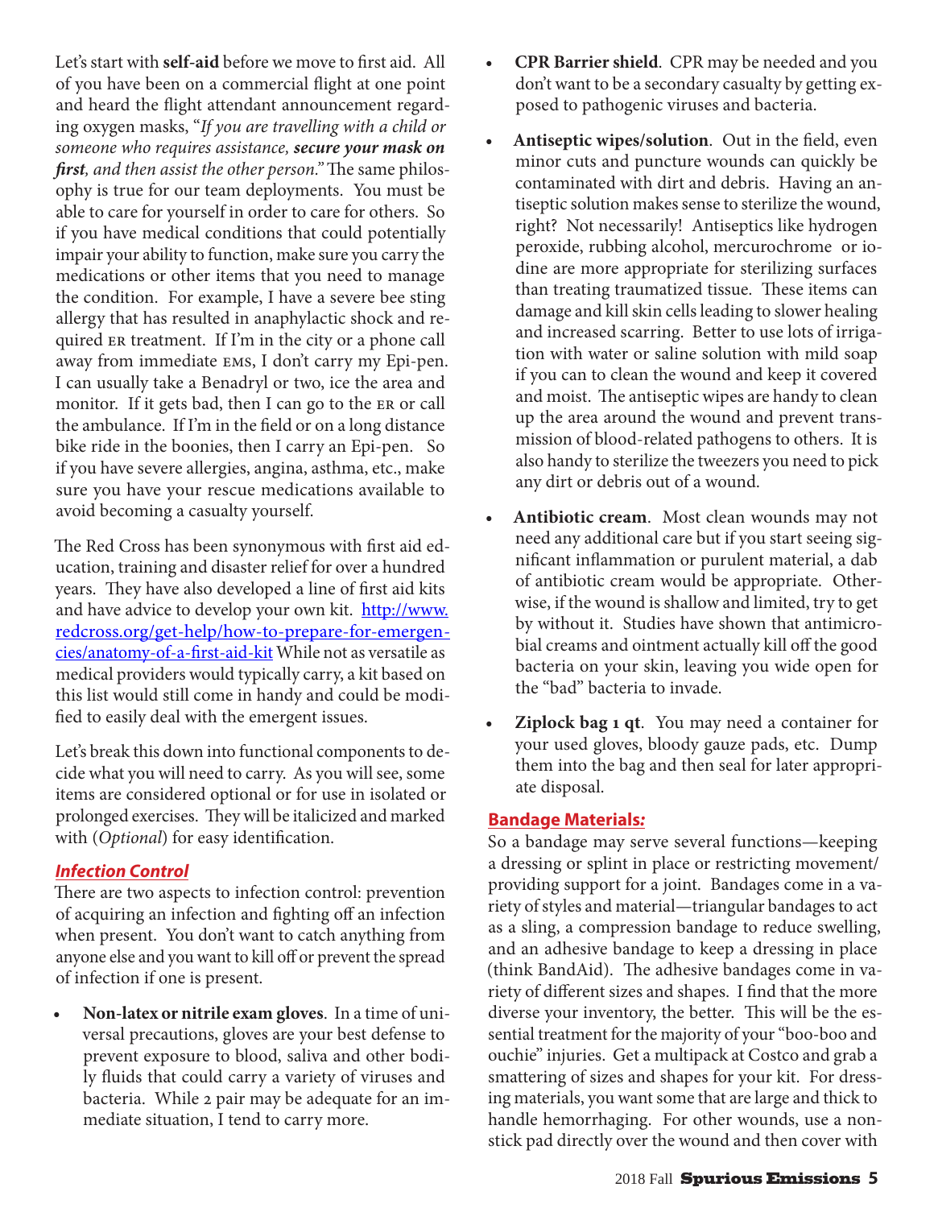Let's start with **self-aid** before we move to first aid. All of you have been on a commercial flight at one point and heard the flight attendant announcement regarding oxygen masks, "*If you are travelling with a child or someone who requires assistance, **secure your mask on first**, and then assist the other person.*" The same philosophy is true for our team deployments. You must be able to care for yourself in order to care for others. So if you have medical conditions that could potentially impair your ability to function, make sure you carry the medications or other items that you need to manage the condition. For example, I have a severe bee sting allergy that has resulted in anaphylactic shock and required ER treatment. If I'm in the city or a phone call away from immediate EMS, I don't carry my Epi-pen. I can usually take a Benadryl or two, ice the area and monitor. If it gets bad, then I can go to the ER or call the ambulance. If I'm in the field or on a long distance bike ride in the boonies, then I carry an Epi-pen. So if you have severe allergies, angina, asthma, etc., make sure you have your rescue medications available to avoid becoming a casualty yourself.

The Red Cross has been synonymous with first aid education, training and disaster relief for over a hundred years. They have also developed a line of first aid kits and have advice to develop your own kit. [http://www.redcross.org/get-help/how-to-prepare-for-emergencies/anatomy-of-a-first-aid-kit](http://www.redcross.org/get-help/how-to-prepare-for-emergencies/anatomy-of-a-first-aid-kit) While not as versatile as medical providers would typically carry, a kit based on this list would still come in handy and could be modified to easily deal with the emergent issues.

Let's break this down into functional components to decide what you will need to carry. As you will see, some items are considered optional or for use in isolated or prolonged exercises. They will be italicized and marked with (*Optional*) for easy identification.

### *Infection Control*

There are two aspects to infection control: prevention of acquiring an infection and fighting off an infection when present. You don't want to catch anything from anyone else and you want to kill off or prevent the spread of infection if one is present.

- **Non-latex or nitrile exam gloves**. In a time of universal precautions, gloves are your best defense to prevent exposure to blood, saliva and other bodily fluids that could carry a variety of viruses and bacteria. While 2 pair may be adequate for an immediate situation, I tend to carry more.
- **CPR Barrier shield**. CPR may be needed and you don't want to be a secondary casualty by getting exposed to pathogenic viruses and bacteria.
- **Antiseptic wipes/solution**. Out in the field, even minor cuts and puncture wounds can quickly be contaminated with dirt and debris. Having an antiseptic solution makes sense to sterilize the wound, right? Not necessarily! Antiseptics like hydrogen peroxide, rubbing alcohol, mercurochrome or iodine are more appropriate for sterilizing surfaces than treating traumatized tissue. These items can damage and kill skin cells leading to slower healing and increased scarring. Better to use lots of irrigation with water or saline solution with mild soap if you can to clean the wound and keep it covered and moist. The antiseptic wipes are handy to clean up the area around the wound and prevent transmission of blood-related pathogens to others. It is also handy to sterilize the tweezers you need to pick any dirt or debris out of a wound.
- **Antibiotic cream**. Most clean wounds may not need any additional care but if you start seeing significant inflammation or purulent material, a dab of antibiotic cream would be appropriate. Otherwise, if the wound is shallow and limited, try to get by without it. Studies have shown that antimicrobial creams and ointment actually kill off the good bacteria on your skin, leaving you wide open for the "bad" bacteria to invade.
- **Ziplock bag 1 qt**. You may need a container for your used gloves, bloody gauze pads, etc. Dump them into the bag and then seal for later appropriate disposal.

### Bandage Materials*:*

So a bandage may serve several functions—keeping a dressing or splint in place or restricting movement/providing support for a joint. Bandages come in a variety of styles and material—triangular bandages to act as a sling, a compression bandage to reduce swelling, and an adhesive bandage to keep a dressing in place (think BandAid). The adhesive bandages come in variety of different sizes and shapes. I find that the more diverse your inventory, the better. This will be the essential treatment for the majority of your "boo-boo and ouchie" injuries. Get a multipack at Costco and grab a smattering of sizes and shapes for your kit. For dressing materials, you want some that are large and thick to handle hemorrhaging. For other wounds, use a non-stick pad directly over the wound and then cover with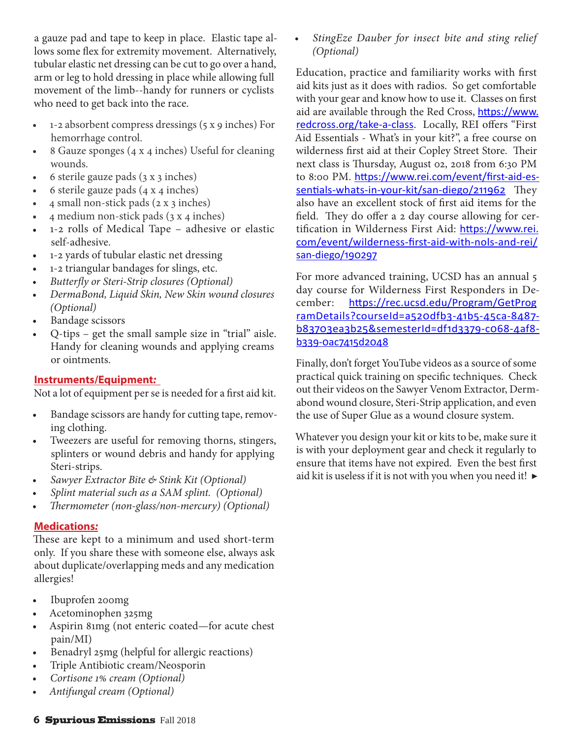a gauze pad and tape to keep in place. Elastic tape allows some flex for extremity movement. Alternatively, tubular elastic net dressing can be cut to go over a hand, arm or leg to hold dressing in place while allowing full movement of the limb--handy for runners or cyclists who need to get back into the race.

- 1-2 absorbent compress dressings (5 x 9 inches) For hemorrhage control.
- 8 Gauze sponges (4 x 4 inches) Useful for cleaning wounds.
- 6 sterile gauze pads (3 x 3 inches)
- 6 sterile gauze pads (4 x 4 inches)
- 4 small non-stick pads (2 x 3 inches)
- 4 medium non-stick pads (3 x 4 inches)
- 1-2 rolls of Medical Tape – adhesive or elastic self-adhesive.
- 1-2 yards of tubular elastic net dressing
- 1-2 triangular bandages for slings, etc.
- *Butterfly or Steri-Strip closures (Optional)*
- *DermaBond, Liquid Skin, New Skin wound closures (Optional)*
- Bandage scissors
- Q-tips – get the small sample size in "trial" aisle. Handy for cleaning wounds and applying creams or ointments.

**Instruments/Equipment:**

Not a lot of equipment per se is needed for a first aid kit.

- Bandage scissors are handy for cutting tape, removing clothing.
- Tweezers are useful for removing thorns, stingers, splinters or wound debris and handy for applying Steri-strips.
- *Sawyer Extractor Bite & Stink Kit (Optional)*
- *Splint material such as a SAM splint. (Optional)*
- *Thermometer (non-glass/non-mercury) (Optional)*

**Medications:**

These are kept to a minimum and used short-term only. If you share these with someone else, always ask about duplicate/overlapping meds and any medication allergies!

- Ibuprofen 200mg
- Acetominophen 325mg
- Aspirin 81mg (not enteric coated—for acute chest pain/MI)
- Benadryl 25mg (helpful for allergic reactions)
- Triple Antibiotic cream/Neosporin
- *Cortisone 1% cream (Optional)*
- *Antifungal cream (Optional)*
- *StingEze Dauber for insect bite and sting relief (Optional)*

Education, practice and familiarity works with first aid kits just as it does with radios. So get comfortable with your gear and know how to use it. Classes on first aid are available through the Red Cross, https://www.redcross.org/take-a-class. Locally, REI offers "First Aid Essentials - What's in your kit?", a free course on wilderness first aid at their Copley Street Store. Their next class is Thursday, August 02, 2018 from 6:30 PM to 8:00 PM. https://www.rei.com/event/first-aid-essentials-whats-in-your-kit/san-diego/211962 They also have an excellent stock of first aid items for the field. They do offer a 2 day course allowing for certification in Wilderness First Aid: https://www.rei.com/event/wilderness-first-aid-with-nols-and-rei/san-diego/190297

For more advanced training, UCSD has an annual 5 day course for Wilderness First Responders in December: https://rec.ucsd.edu/Program/GetProgramDetails?courseId=a520dfb3-41b5-45ca-8487-b83703ea3b25&semesterId=df1d3379-c068-4af8-b339-0ac7415d2048

Finally, don't forget YouTube videos as a source of some practical quick training on specific techniques. Check out their videos on the Sawyer Venom Extractor, Dermabond wound closure, Steri-Strip application, and even the use of Super Glue as a wound closure system.

Whatever you design your kit or kits to be, make sure it is with your deployment gear and check it regularly to ensure that items have not expired. Even the best first aid kit is useless if it is not with you when you need it! ►